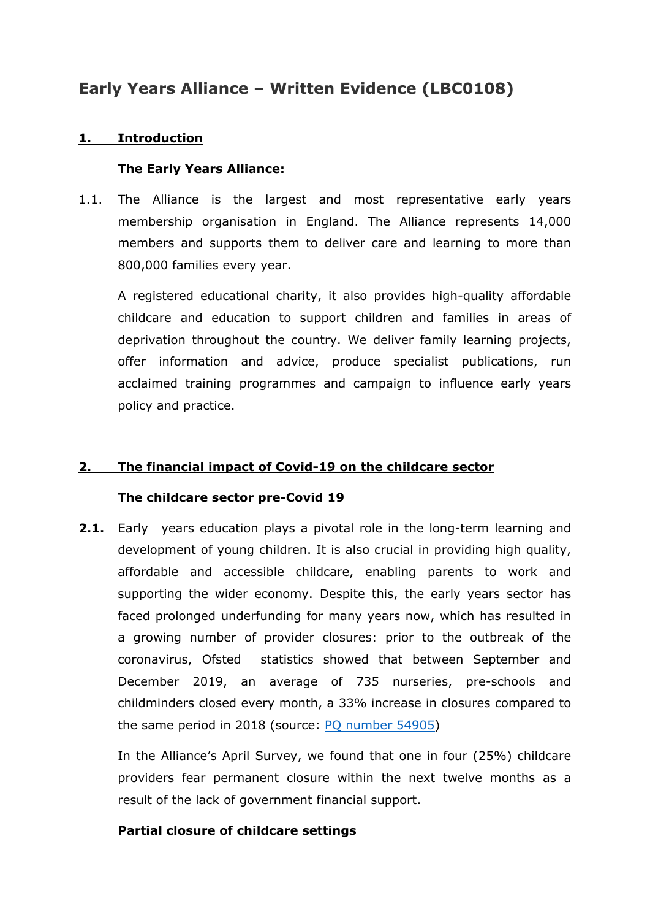# Early Years Alliance – Written Evidence (LBC0108)

## 1. Introduction

### The Early Years Alliance:

1.1. The Alliance is the largest and most representative early years membership organisation in England. The Alliance represents 14,000 members and supports them to deliver care and learning to more than 800,000 families every year.

A registered educational charity, it also provides high-quality affordable childcare and education to support children and families in areas of deprivation throughout the country. We deliver family learning projects, offer information and advice, produce specialist publications, run acclaimed training programmes and campaign to influence early years policy and practice.

## 2. The financial impact of Covid-19 on the childcare sector

### The childcare sector pre-Covid 19

**2.1.** Early years education plays a pivotal role in the long-term learning and development of young children. It is also crucial in providing high quality, affordable and accessible childcare, enabling parents to work and supporting the wider economy. Despite this, the early years sector has faced prolonged underfunding for many years now, which has resulted in a growing number of provider closures: prior to the outbreak of the coronavirus, Ofsted statistics showed that between September and December 2019, an average of 735 nurseries, pre-schools and childminders closed every month, a 33% increase in closures compared to the same period in 2018 (source: PQ number 54905)

In the Alliance's April Survey, we found that one in four (25%) childcare providers fear permanent closure within the next twelve months as a result of the lack of government financial support.

### Partial closure of childcare settings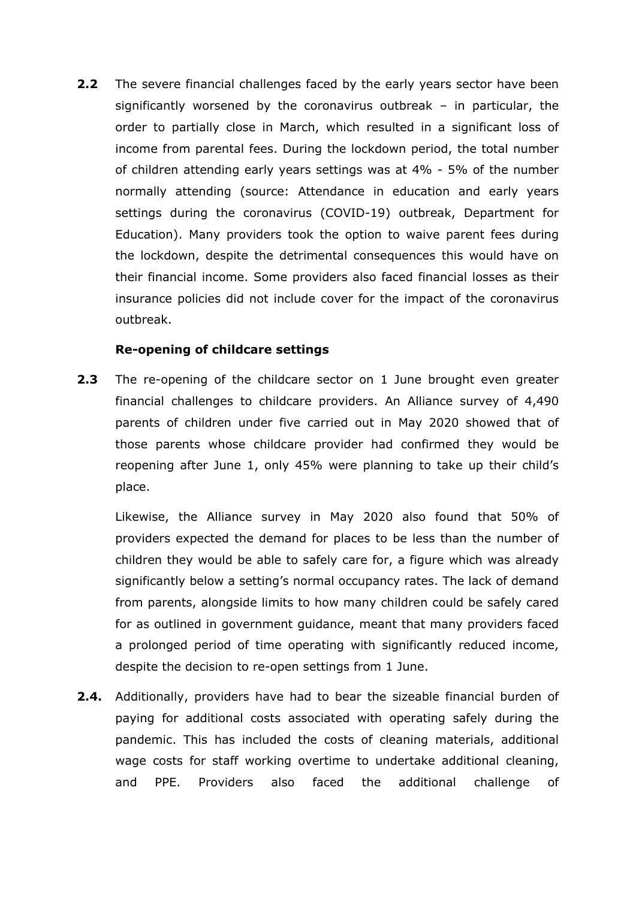**2.2** The severe financial challenges faced by the early years sector have been significantly worsened by the coronavirus outbreak – in particular, the order to partially close in March, which resulted in a significant loss of income from parental fees. During the lockdown period, the total number of children attending early years settings was at 4% - 5% of the number normally attending (source: Attendance in education and early years settings during the coronavirus (COVID-19) outbreak, Department for Education). Many providers took the option to waive parent fees during the lockdown, despite the detrimental consequences this would have on their financial income. Some providers also faced financial losses as their insurance policies did not include cover for the impact of the coronavirus outbreak.

**Re-opening of childcare settings**

**2.3** The re-opening of the childcare sector on 1 June brought even greater financial challenges to childcare providers. An Alliance survey of 4,490 parents of children under five carried out in May 2020 showed that of those parents whose childcare provider had confirmed they would be reopening after June 1, only 45% were planning to take up their child's place.

Likewise, the Alliance survey in May 2020 also found that 50% of providers expected the demand for places to be less than the number of children they would be able to safely care for, a figure which was already significantly below a setting's normal occupancy rates. The lack of demand from parents, alongside limits to how many children could be safely cared for as outlined in government guidance, meant that many providers faced a prolonged period of time operating with significantly reduced income, despite the decision to re-open settings from 1 June.

**2.4.** Additionally, providers have had to bear the sizeable financial burden of paying for additional costs associated with operating safely during the pandemic. This has included the costs of cleaning materials, additional wage costs for staff working overtime to undertake additional cleaning, and PPE. Providers also faced the additional challenge of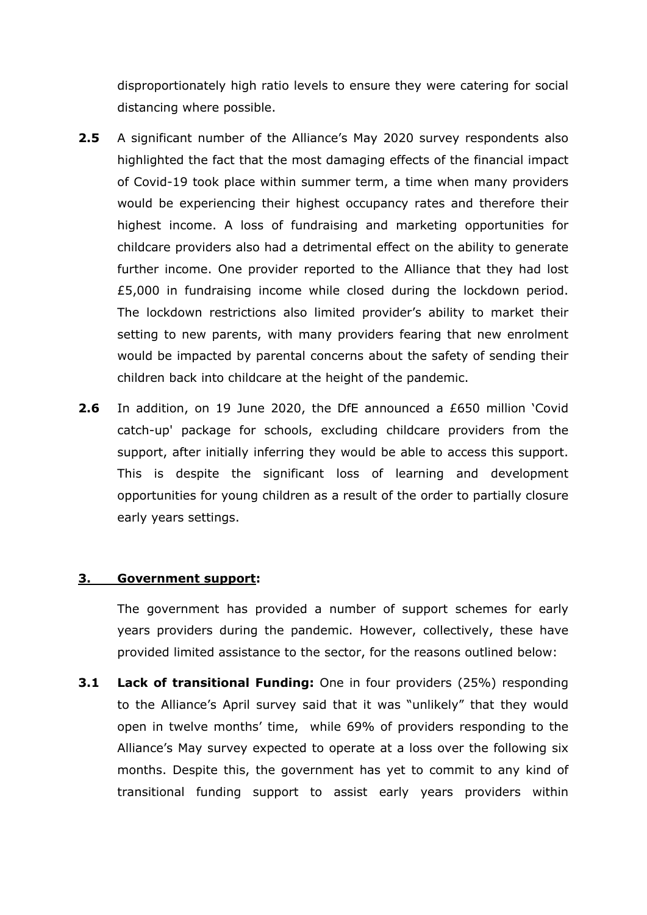disproportionately high ratio levels to ensure they were catering for social distancing where possible.

**2.5** A significant number of the Alliance's May 2020 survey respondents also highlighted the fact that the most damaging effects of the financial impact of Covid-19 took place within summer term, a time when many providers would be experiencing their highest occupancy rates and therefore their highest income. A loss of fundraising and marketing opportunities for childcare providers also had a detrimental effect on the ability to generate further income. One provider reported to the Alliance that they had lost £5,000 in fundraising income while closed during the lockdown period. The lockdown restrictions also limited provider's ability to market their setting to new parents, with many providers fearing that new enrolment would be impacted by parental concerns about the safety of sending their children back into childcare at the height of the pandemic.

**2.6** In addition, on 19 June 2020, the DfE announced a £650 million 'Covid catch-up' package for schools, excluding childcare providers from the support, after initially inferring they would be able to access this support. This is despite the significant loss of learning and development opportunities for young children as a result of the order to partially closure early years settings.

## 3. Government support:

The government has provided a number of support schemes for early years providers during the pandemic. However, collectively, these have provided limited assistance to the sector, for the reasons outlined below:

**3.1** **Lack of transitional Funding:** One in four providers (25%) responding to the Alliance's April survey said that it was "unlikely" that they would open in twelve months' time, while 69% of providers responding to the Alliance's May survey expected to operate at a loss over the following six months. Despite this, the government has yet to commit to any kind of transitional funding support to assist early years providers within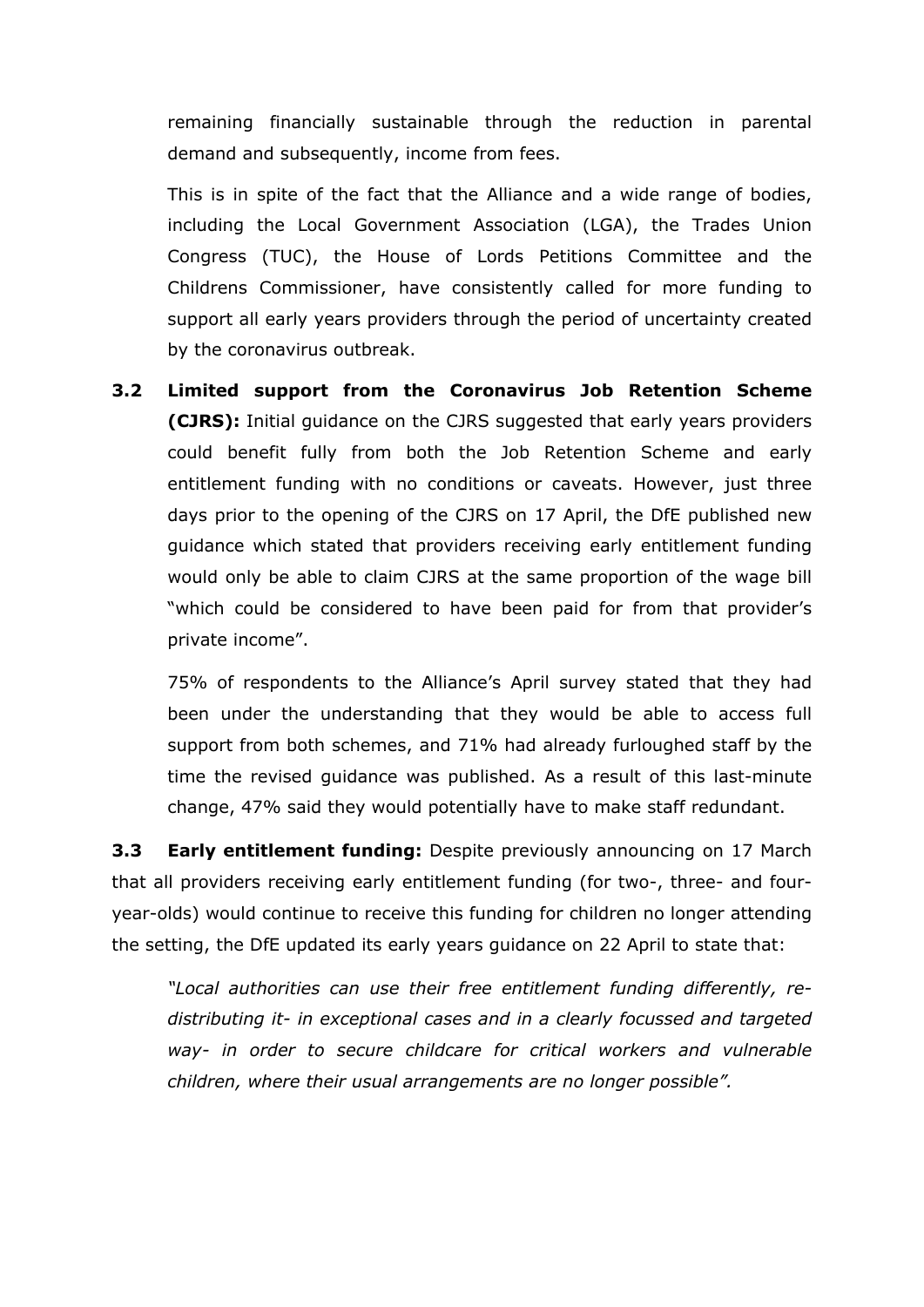remaining financially sustainable through the reduction in parental demand and subsequently, income from fees.

This is in spite of the fact that the Alliance and a wide range of bodies, including the Local Government Association (LGA), the Trades Union Congress (TUC), the House of Lords Petitions Committee and the Childrens Commissioner, have consistently called for more funding to support all early years providers through the period of uncertainty created by the coronavirus outbreak.

**3.2 Limited support from the Coronavirus Job Retention Scheme (CJRS):** Initial guidance on the CJRS suggested that early years providers could benefit fully from both the Job Retention Scheme and early entitlement funding with no conditions or caveats. However, just three days prior to the opening of the CJRS on 17 April, the DfE published new guidance which stated that providers receiving early entitlement funding would only be able to claim CJRS at the same proportion of the wage bill "which could be considered to have been paid for from that provider's private income".

75% of respondents to the Alliance's April survey stated that they had been under the understanding that they would be able to access full support from both schemes, and 71% had already furloughed staff by the time the revised guidance was published. As a result of this last-minute change, 47% said they would potentially have to make staff redundant.

**3.3 Early entitlement funding:** Despite previously announcing on 17 March that all providers receiving early entitlement funding (for two-, three- and four-year-olds) would continue to receive this funding for children no longer attending the setting, the DfE updated its early years guidance on 22 April to state that:

*"Local authorities can use their free entitlement funding differently, re-distributing it- in exceptional cases and in a clearly focussed and targeted way- in order to secure childcare for critical workers and vulnerable children, where their usual arrangements are no longer possible".*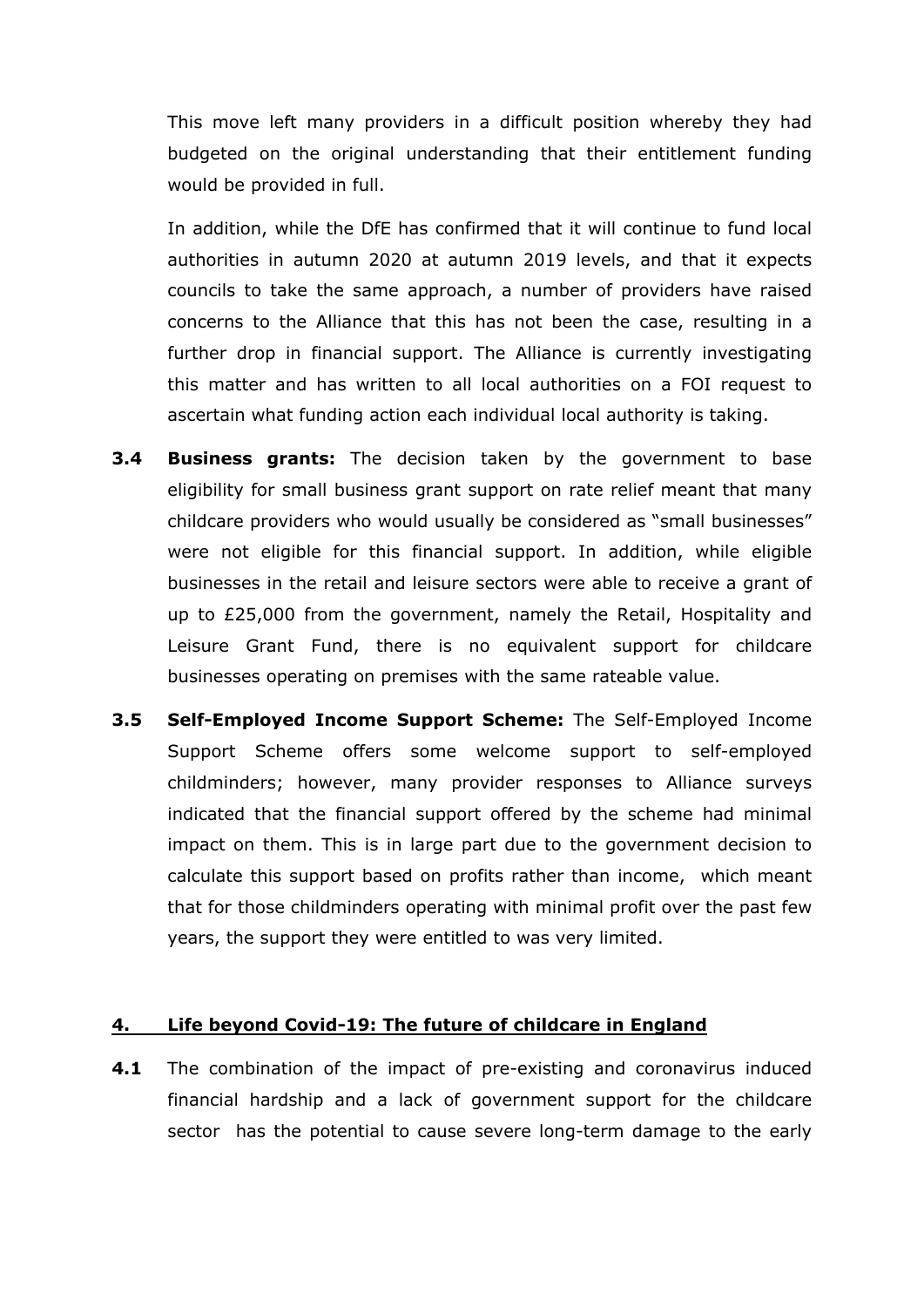This move left many providers in a difficult position whereby they had budgeted on the original understanding that their entitlement funding would be provided in full.

In addition, while the DfE has confirmed that it will continue to fund local authorities in autumn 2020 at autumn 2019 levels, and that it expects councils to take the same approach, a number of providers have raised concerns to the Alliance that this has not been the case, resulting in a further drop in financial support. The Alliance is currently investigating this matter and has written to all local authorities on a FOI request to ascertain what funding action each individual local authority is taking.

**3.4** **Business grants:** The decision taken by the government to base eligibility for small business grant support on rate relief meant that many childcare providers who would usually be considered as "small businesses" were not eligible for this financial support. In addition, while eligible businesses in the retail and leisure sectors were able to receive a grant of up to £25,000 from the government, namely the Retail, Hospitality and Leisure Grant Fund, there is no equivalent support for childcare businesses operating on premises with the same rateable value.

**3.5** **Self-Employed Income Support Scheme:** The Self-Employed Income Support Scheme offers some welcome support to self-employed childminders; however, many provider responses to Alliance surveys indicated that the financial support offered by the scheme had minimal impact on them. This is in large part due to the government decision to calculate this support based on profits rather than income, which meant that for those childminders operating with minimal profit over the past few years, the support they were entitled to was very limited.

## 4. Life beyond Covid-19: The future of childcare in England

**4.1** The combination of the impact of pre-existing and coronavirus induced financial hardship and a lack of government support for the childcare sector has the potential to cause severe long-term damage to the early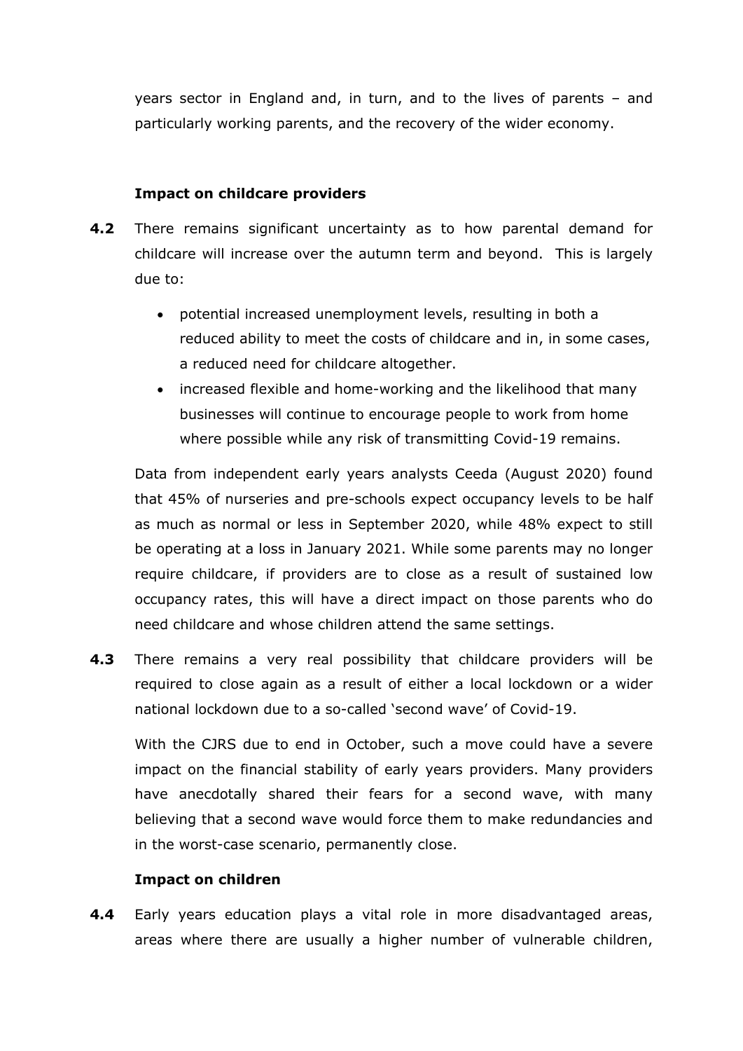years sector in England and, in turn, and to the lives of parents – and particularly working parents, and the recovery of the wider economy.

**Impact on childcare providers**

**4.2** There remains significant uncertainty as to how parental demand for childcare will increase over the autumn term and beyond. This is largely due to:

- potential increased unemployment levels, resulting in both a reduced ability to meet the costs of childcare and in, in some cases, a reduced need for childcare altogether.
- increased flexible and home-working and the likelihood that many businesses will continue to encourage people to work from home where possible while any risk of transmitting Covid-19 remains.

Data from independent early years analysts Ceeda (August 2020) found that 45% of nurseries and pre-schools expect occupancy levels to be half as much as normal or less in September 2020, while 48% expect to still be operating at a loss in January 2021. While some parents may no longer require childcare, if providers are to close as a result of sustained low occupancy rates, this will have a direct impact on those parents who do need childcare and whose children attend the same settings.

**4.3** There remains a very real possibility that childcare providers will be required to close again as a result of either a local lockdown or a wider national lockdown due to a so-called 'second wave' of Covid-19.

With the CJRS due to end in October, such a move could have a severe impact on the financial stability of early years providers. Many providers have anecdotally shared their fears for a second wave, with many believing that a second wave would force them to make redundancies and in the worst-case scenario, permanently close.

**Impact on children**

**4.4** Early years education plays a vital role in more disadvantaged areas, areas where there are usually a higher number of vulnerable children,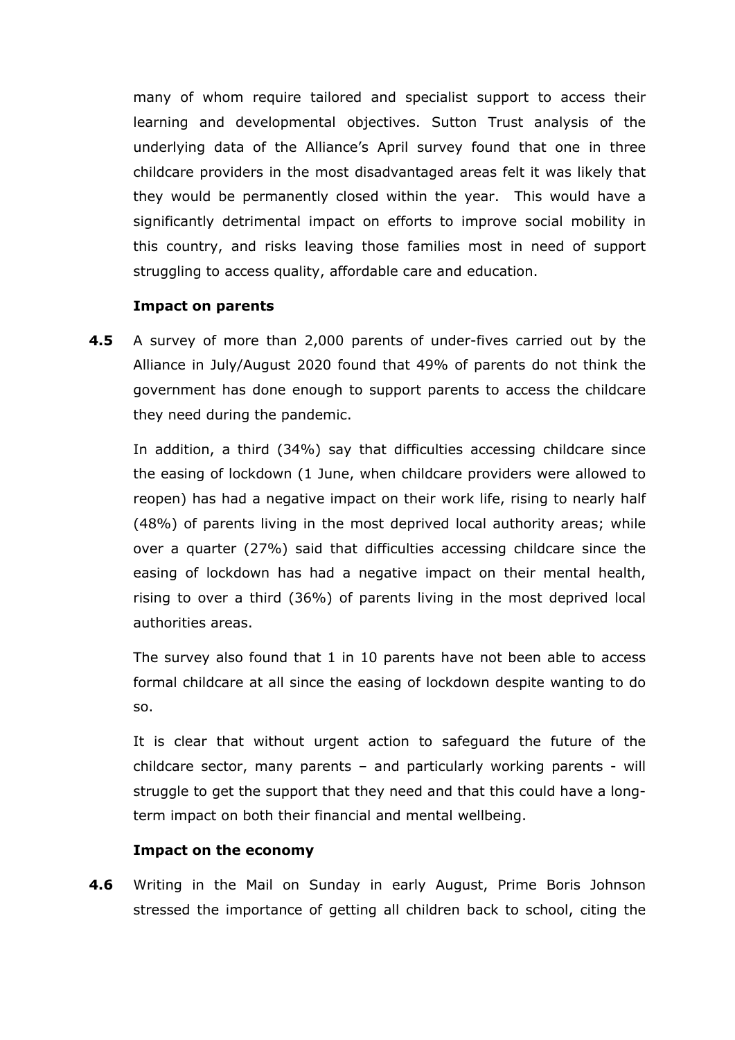many of whom require tailored and specialist support to access their learning and developmental objectives. Sutton Trust analysis of the underlying data of the Alliance's April survey found that one in three childcare providers in the most disadvantaged areas felt it was likely that they would be permanently closed within the year. This would have a significantly detrimental impact on efforts to improve social mobility in this country, and risks leaving those families most in need of support struggling to access quality, affordable care and education.

**Impact on parents**

**4.5** A survey of more than 2,000 parents of under-fives carried out by the Alliance in July/August 2020 found that 49% of parents do not think the government has done enough to support parents to access the childcare they need during the pandemic.

In addition, a third (34%) say that difficulties accessing childcare since the easing of lockdown (1 June, when childcare providers were allowed to reopen) has had a negative impact on their work life, rising to nearly half (48%) of parents living in the most deprived local authority areas; while over a quarter (27%) said that difficulties accessing childcare since the easing of lockdown has had a negative impact on their mental health, rising to over a third (36%) of parents living in the most deprived local authorities areas.

The survey also found that 1 in 10 parents have not been able to access formal childcare at all since the easing of lockdown despite wanting to do so.

It is clear that without urgent action to safeguard the future of the childcare sector, many parents – and particularly working parents - will struggle to get the support that they need and that this could have a long-term impact on both their financial and mental wellbeing.

**Impact on the economy**

**4.6** Writing in the Mail on Sunday in early August, Prime Boris Johnson stressed the importance of getting all children back to school, citing the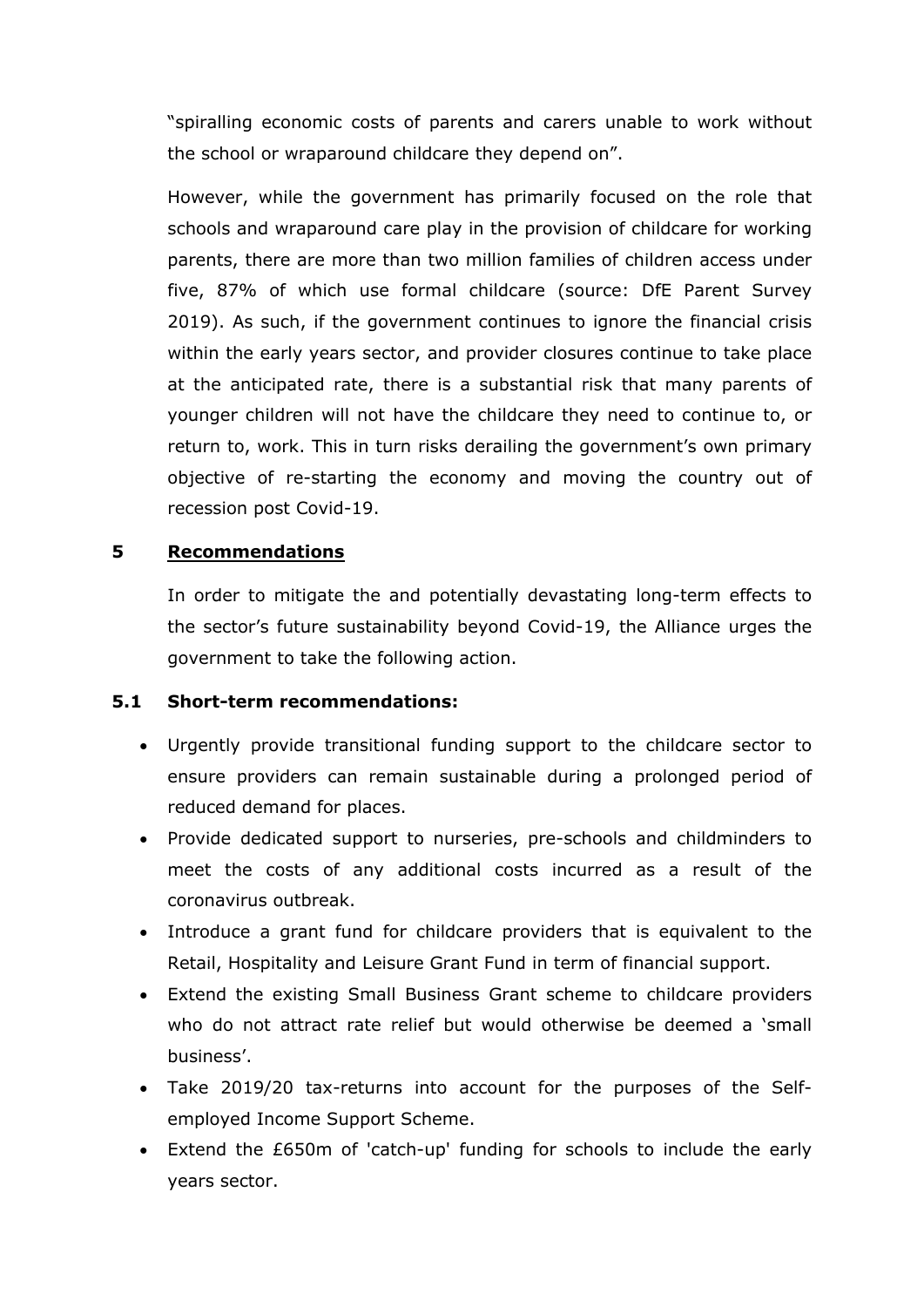"spiralling economic costs of parents and carers unable to work without the school or wraparound childcare they depend on".

However, while the government has primarily focused on the role that schools and wraparound care play in the provision of childcare for working parents, there are more than two million families of children access under five, 87% of which use formal childcare (source: DfE Parent Survey 2019). As such, if the government continues to ignore the financial crisis within the early years sector, and provider closures continue to take place at the anticipated rate, there is a substantial risk that many parents of younger children will not have the childcare they need to continue to, or return to, work. This in turn risks derailing the government's own primary objective of re-starting the economy and moving the country out of recession post Covid-19.

## 5 Recommendations

In order to mitigate the and potentially devastating long-term effects to the sector's future sustainability beyond Covid-19, the Alliance urges the government to take the following action.

### 5.1 Short-term recommendations:

- Urgently provide transitional funding support to the childcare sector to ensure providers can remain sustainable during a prolonged period of reduced demand for places.
- Provide dedicated support to nurseries, pre-schools and childminders to meet the costs of any additional costs incurred as a result of the coronavirus outbreak.
- Introduce a grant fund for childcare providers that is equivalent to the Retail, Hospitality and Leisure Grant Fund in term of financial support.
- Extend the existing Small Business Grant scheme to childcare providers who do not attract rate relief but would otherwise be deemed a 'small business'.
- Take 2019/20 tax-returns into account for the purposes of the Self-employed Income Support Scheme.
- Extend the £650m of 'catch-up' funding for schools to include the early years sector.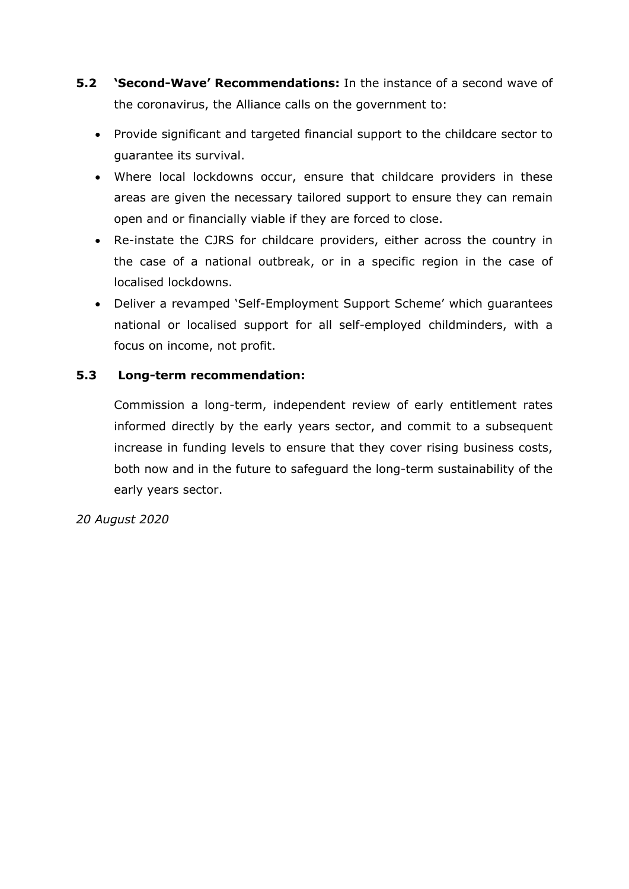**5.2 'Second-Wave' Recommendations:** In the instance of a second wave of the coronavirus, the Alliance calls on the government to:

- Provide significant and targeted financial support to the childcare sector to guarantee its survival.
- Where local lockdowns occur, ensure that childcare providers in these areas are given the necessary tailored support to ensure they can remain open and or financially viable if they are forced to close.
- Re-instate the CJRS for childcare providers, either across the country in the case of a national outbreak, or in a specific region in the case of localised lockdowns.
- Deliver a revamped 'Self-Employment Support Scheme' which guarantees national or localised support for all self-employed childminders, with a focus on income, not profit.

**5.3 Long-term recommendation:**

Commission a long-term, independent review of early entitlement rates informed directly by the early years sector, and commit to a subsequent increase in funding levels to ensure that they cover rising business costs, both now and in the future to safeguard the long-term sustainability of the early years sector.

*20 August 2020*